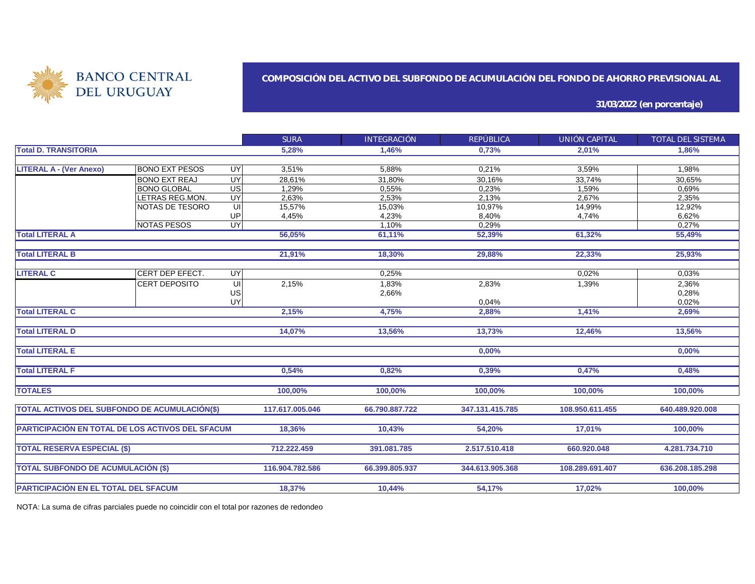BANCO CENTRAL DEL URUGUAY

## COMPOSICIÓN DEL ACTIVO DEL SUBFONDO DE ACUMULACIÓN DEL FONDO DE AHORRO PREVISIONAL AL

**31/03/2022 (en porcentaje)**

| | | | SURA | INTEGRACIÓN | REPÚBLICA | UNIÓN CAPITAL | TOTAL DEL SISTEMA |
|---|---|---|---|---|---|---|---|
| **Total D. TRANSITORIA** | | | **5,28%** | **1,46%** | **0,73%** | **2,01%** | **1,86%** |
| **LITERAL A - (Ver Anexo)** | BONO EXT PESOS | UY | 3,51% | 5,88% | 0,21% | 3,59% | 1,98% |
| | BONO EXT REAJ | UY | 28,61% | 31,80% | 30,16% | 33,74% | 30,65% |
| | BONO GLOBAL | US | 1,29% | 0,55% | 0,23% | 1,59% | 0,69% |
| | LETRAS REG.MON. | UY | 2,63% | 2,53% | 2,13% | 2,67% | 2,35% |
| | NOTAS DE TESORO | UI | 15,57% | 15,03% | 10,97% | 14,99% | 12,92% |
| | | UP | 4,45% | 4,23% | 8,40% | 4,74% | 6,62% |
| | NOTAS PESOS | UY | | 1,10% | 0,29% | | 0,27% |
| **Total LITERAL A** | | | **56,05%** | **61,11%** | **52,39%** | **61,32%** | **55,49%** |
| **Total LITERAL B** | | | **21,91%** | **18,30%** | **29,88%** | **22,33%** | **25,93%** |
| **LITERAL C** | CERT DEP EFECT. | UY | | 0,25% | | 0,02% | 0,03% |
| | CERT DEPOSITO | UI | 2,15% | 1,83% | 2,83% | 1,39% | 2,36% |
| | | US | | 2,66% | | | 0,28% |
| | | UY | | | 0,04% | | 0,02% |
| **Total LITERAL C** | | | **2,15%** | **4,75%** | **2,88%** | **1,41%** | **2,69%** |
| **Total LITERAL D** | | | **14,07%** | **13,56%** | **13,73%** | **12,46%** | **13,56%** |
| **Total LITERAL E** | | | | | **0,00%** | | **0,00%** |
| **Total LITERAL F** | | | **0,54%** | **0,82%** | **0,39%** | **0,47%** | **0,48%** |
| **TOTALES** | | | **100,00%** | **100,00%** | **100,00%** | **100,00%** | **100,00%** |
| **TOTAL ACTIVOS DEL SUBFONDO DE ACUMULACIÓN($)** | | | **117.617.005.046** | **66.790.887.722** | **347.131.415.785** | **108.950.611.455** | **640.489.920.008** |
| **PARTICIPACIÓN EN TOTAL DE LOS ACTIVOS DEL SFACUM** | | | **18,36%** | **10,43%** | **54,20%** | **17,01%** | **100,00%** |
| **TOTAL RESERVA ESPECIAL ($)** | | | **712.222.459** | **391.081.785** | **2.517.510.418** | **660.920.048** | **4.281.734.710** |
| **TOTAL SUBFONDO DE ACUMULACIÓN ($)** | | | **116.904.782.586** | **66.399.805.937** | **344.613.905.368** | **108.289.691.407** | **636.208.185.298** |
| **PARTICIPACIÓN EN EL TOTAL DEL SFACUM** | | | **18,37%** | **10,44%** | **54,17%** | **17,02%** | **100,00%** |

NOTA: La suma de cifras parciales puede no coincidir con el total por razones de redondeo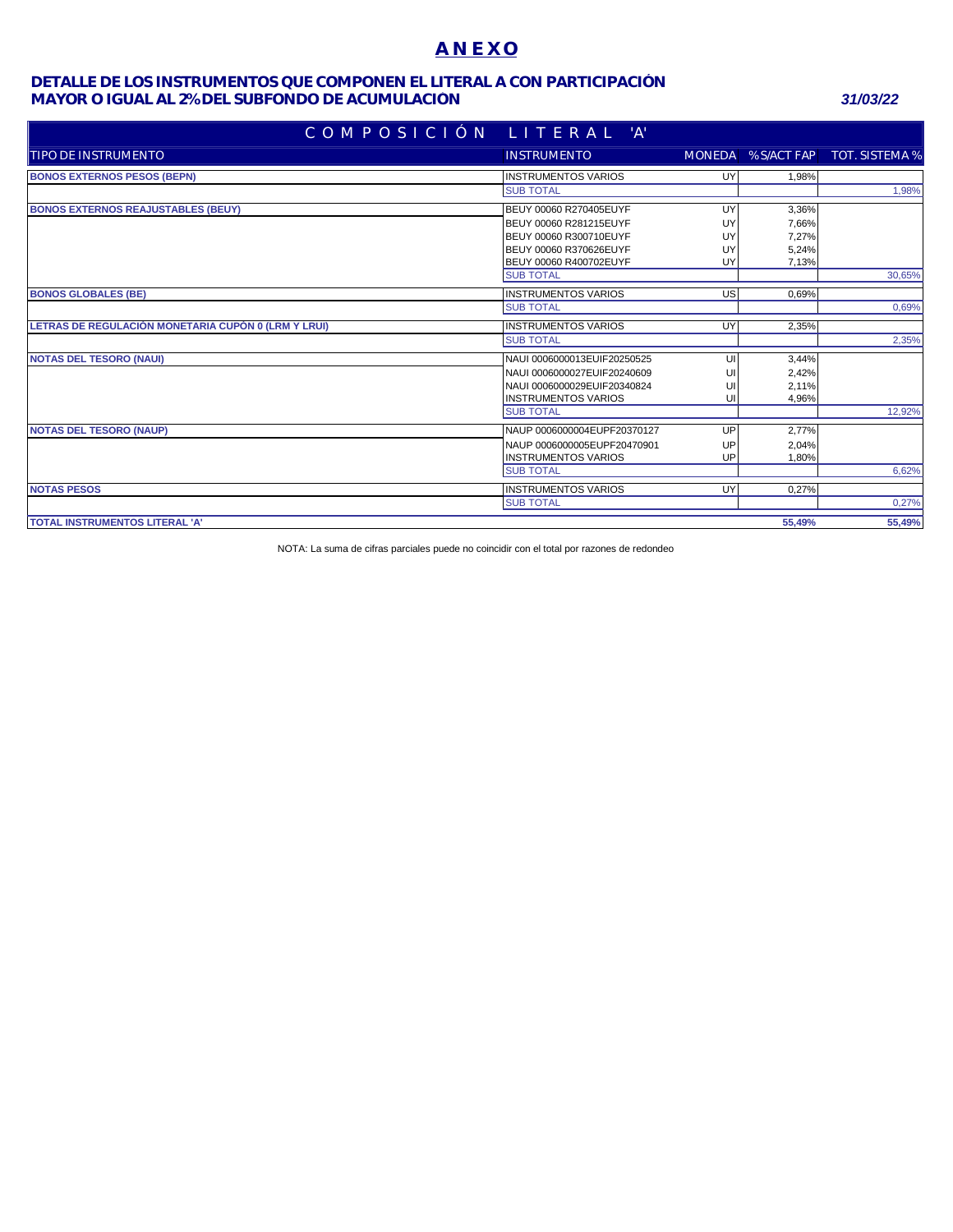# ANEXO

**DETALLE DE LOS INSTRUMENTOS QUE COMPONEN EL LITERAL A CON PARTICIPACIÓN MAYOR O IGUAL AL 2% DEL SUBFONDO DE ACUMULACION**

***31/03/22***

| COMPOSICIÓN LITERAL 'A' | | | | |
|---|---|---|---|---|
| TIPO DE INSTRUMENTO | INSTRUMENTO | MONEDA | % S/ACT FAP | TOT. SISTEMA % |
| **BONOS EXTERNOS PESOS (BEPN)** | INSTRUMENTOS VARIOS | UY | 1,98% | |
| | SUB TOTAL | | | 1,98% |
| **BONOS EXTERNOS REAJUSTABLES (BEUY)** | BEUY 00060 R270405EUYF | UY | 3,36% | |
| | BEUY 00060 R281215EUYF | UY | 7,66% | |
| | BEUY 00060 R300710EUYF | UY | 7,27% | |
| | BEUY 00060 R370626EUYF | UY | 5,24% | |
| | BEUY 00060 R400702EUYF | UY | 7,13% | |
| | SUB TOTAL | | | 30,65% |
| **BONOS GLOBALES (BE)** | INSTRUMENTOS VARIOS | US | 0,69% | |
| | SUB TOTAL | | | 0,69% |
| **LETRAS DE REGULACIÓN MONETARIA CUPÓN 0 (LRM Y LRUI)** | INSTRUMENTOS VARIOS | UY | 2,35% | |
| | SUB TOTAL | | | 2,35% |
| **NOTAS DEL TESORO (NAUI)** | NAUI 0006000013EUIF20250525 | UI | 3,44% | |
| | NAUI 0006000027EUIF20240609 | UI | 2,42% | |
| | NAUI 0006000029EUIF20340824 | UI | 2,11% | |
| | INSTRUMENTOS VARIOS | UI | 4,96% | |
| | SUB TOTAL | | | 12,92% |
| **NOTAS DEL TESORO (NAUP)** | NAUP 0006000004EUPF20370127 | UP | 2,77% | |
| | NAUP 0006000005EUPF20470901 | UP | 2,04% | |
| | INSTRUMENTOS VARIOS | UP | 1,80% | |
| | SUB TOTAL | | | 6,62% |
| **NOTAS PESOS** | INSTRUMENTOS VARIOS | UY | 0,27% | |
| | SUB TOTAL | | | 0,27% |
| **TOTAL INSTRUMENTOS LITERAL 'A'** | | | **55,49%** | **55,49%** |

NOTA: La suma de cifras parciales puede no coincidir con el total por razones de redondeo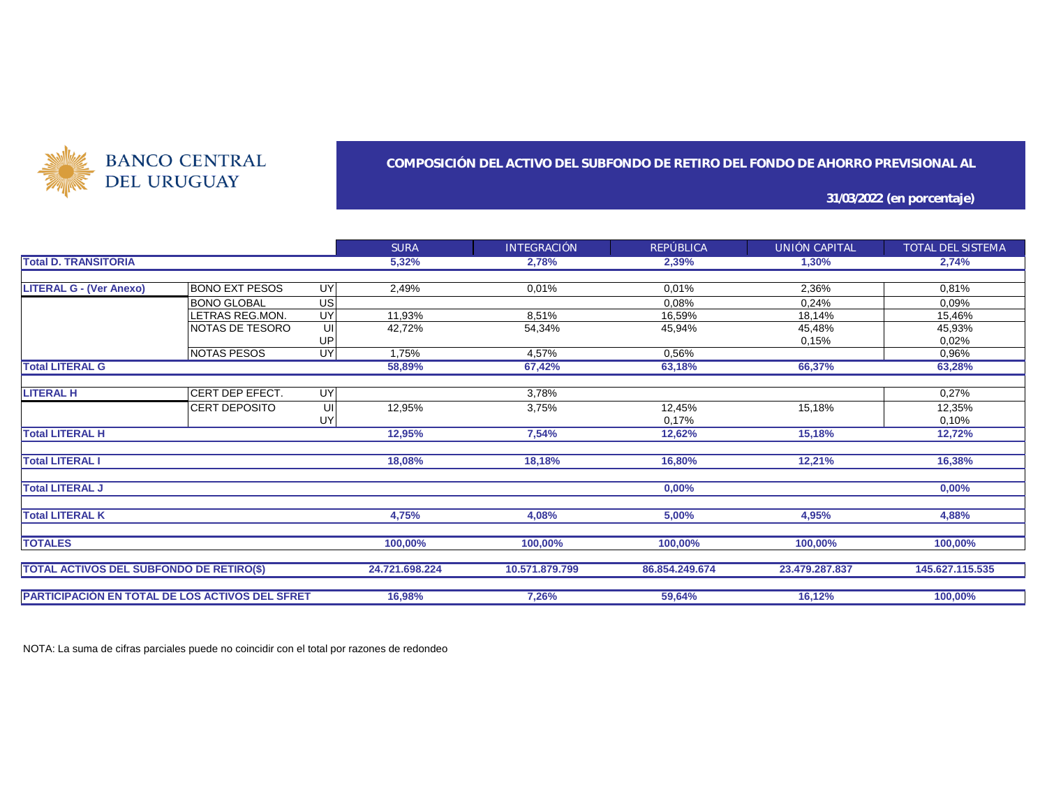BANCO CENTRAL DEL URUGUAY

## COMPOSICIÓN DEL ACTIVO DEL SUBFONDO DE RETIRO DEL FONDO DE AHORRO PREVISIONAL AL

**31/03/2022 (en porcentaje)**

| | | | SURA | INTEGRACIÓN | REPÚBLICA | UNIÓN CAPITAL | TOTAL DEL SISTEMA |
|---|---|---|---|---|---|---|---|
| **Total D. TRANSITORIA** | | | **5,32%** | **2,78%** | **2,39%** | **1,30%** | **2,74%** |
| **LITERAL G - (Ver Anexo)** | BONO EXT PESOS | UY | 2,49% | 0,01% | 0,01% | 2,36% | 0,81% |
| | BONO GLOBAL | US | | | 0,08% | 0,24% | 0,09% |
| | LETRAS REG.MON. | UY | 11,93% | 8,51% | 16,59% | 18,14% | 15,46% |
| | NOTAS DE TESORO | UI | 42,72% | 54,34% | 45,94% | 45,48% | 45,93% |
| | | UP | | | | 0,15% | 0,02% |
| | NOTAS PESOS | UY | 1,75% | 4,57% | 0,56% | | 0,96% |
| **Total LITERAL G** | | | **58,89%** | **67,42%** | **63,18%** | **66,37%** | **63,28%** |
| **LITERAL H** | CERT DEP EFECT. | UY | | 3,78% | | | 0,27% |
| | CERT DEPOSITO | UI | 12,95% | 3,75% | 12,45% | 15,18% | 12,35% |
| | | UY | | | 0,17% | | 0,10% |
| **Total LITERAL H** | | | **12,95%** | **7,54%** | **12,62%** | **15,18%** | **12,72%** |
| **Total LITERAL I** | | | **18,08%** | **18,18%** | **16,80%** | **12,21%** | **16,38%** |
| **Total LITERAL J** | | | | | **0,00%** | | **0,00%** |
| **Total LITERAL K** | | | **4,75%** | **4,08%** | **5,00%** | **4,95%** | **4,88%** |
| **TOTALES** | | | **100,00%** | **100,00%** | **100,00%** | **100,00%** | **100,00%** |
| **TOTAL ACTIVOS DEL SUBFONDO DE RETIRO($)** | | | **24.721.698.224** | **10.571.879.799** | **86.854.249.674** | **23.479.287.837** | **145.627.115.535** |
| **PARTICIPACIÓN EN TOTAL DE LOS ACTIVOS DEL SFRET** | | | **16,98%** | **7,26%** | **59,64%** | **16,12%** | **100,00%** |

NOTA: La suma de cifras parciales puede no coincidir con el total por razones de redondeo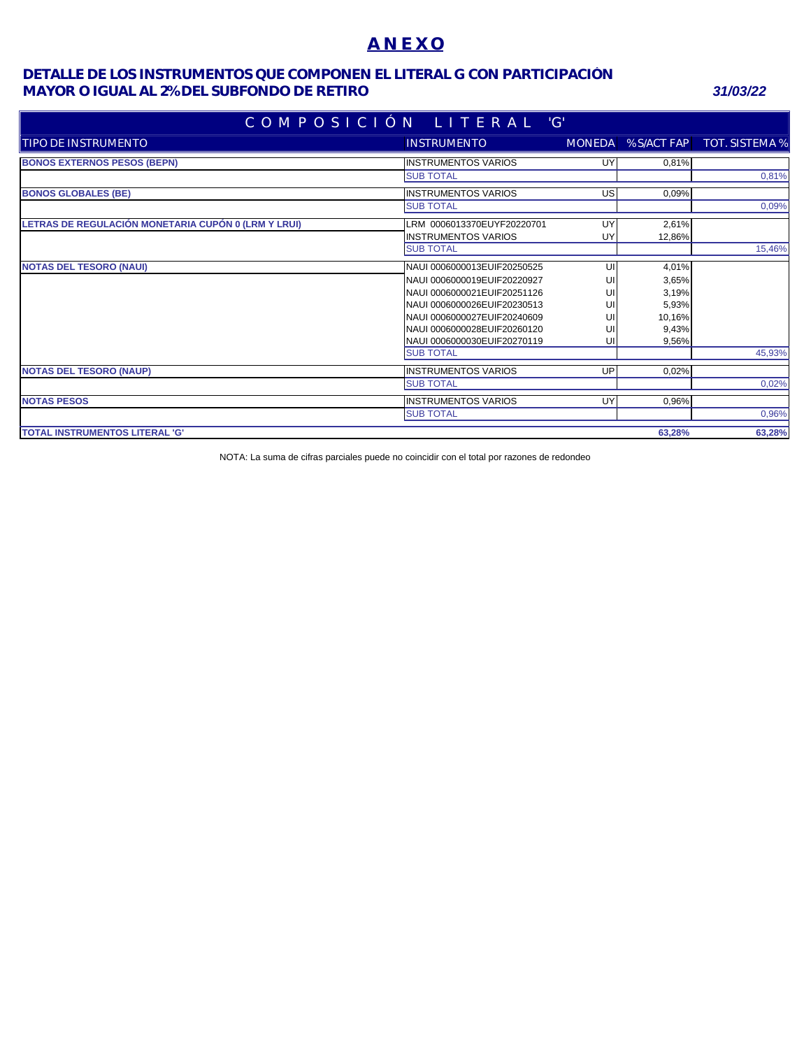# ANEXO

## DETALLE DE LOS INSTRUMENTOS QUE COMPONEN EL LITERAL G CON PARTICIPACIÓN MAYOR O IGUAL AL 2% DEL SUBFONDO DE RETIRO

*31/03/22*

| COMPOSICIÓN LITERAL 'G' | | | | |
|---|---|---|---|---|
| TIPO DE INSTRUMENTO | INSTRUMENTO | MONEDA | % S/ACT FAP | TOT. SISTEMA % |
| **BONOS EXTERNOS PESOS (BEPN)** | INSTRUMENTOS VARIOS | UY | 0,81% | |
| | SUB TOTAL | | | 0,81% |
| **BONOS GLOBALES (BE)** | INSTRUMENTOS VARIOS | US | 0,09% | |
| | SUB TOTAL | | | 0,09% |
| **LETRAS DE REGULACIÓN MONETARIA CUPÓN 0 (LRM Y LRUI)** | LRM 0006013370EUYF20220701 | UY | 2,61% | |
| | INSTRUMENTOS VARIOS | UY | 12,86% | |
| | SUB TOTAL | | | 15,46% |
| **NOTAS DEL TESORO (NAUI)** | NAUI 0006000013EUIF20250525 | UI | 4,01% | |
| | NAUI 0006000019EUIF20220927 | UI | 3,65% | |
| | NAUI 0006000021EUIF20251126 | UI | 3,19% | |
| | NAUI 0006000026EUIF20230513 | UI | 5,93% | |
| | NAUI 0006000027EUIF20240609 | UI | 10,16% | |
| | NAUI 0006000028EUIF20260120 | UI | 9,43% | |
| | NAUI 0006000030EUIF20270119 | UI | 9,56% | |
| | SUB TOTAL | | | 45,93% |
| **NOTAS DEL TESORO (NAUP)** | INSTRUMENTOS VARIOS | UP | 0,02% | |
| | SUB TOTAL | | | 0,02% |
| **NOTAS PESOS** | INSTRUMENTOS VARIOS | UY | 0,96% | |
| | SUB TOTAL | | | 0,96% |
| **TOTAL INSTRUMENTOS LITERAL 'G'** | | | **63,28%** | **63,28%** |

NOTA: La suma de cifras parciales puede no coincidir con el total por razones de redondeo